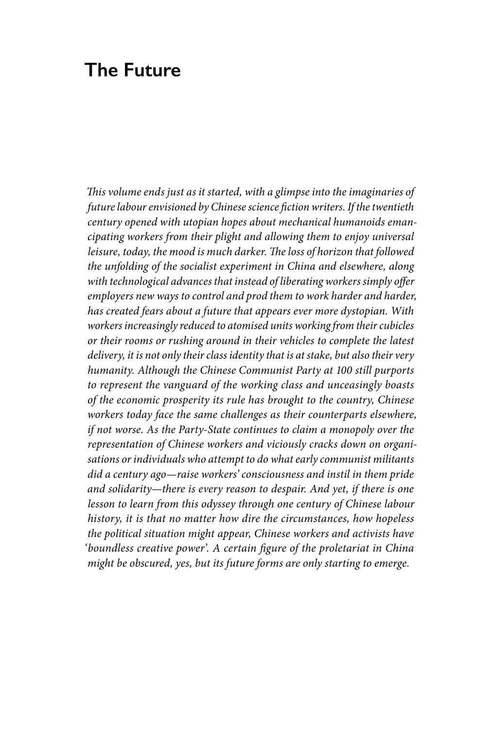# The Future

*This volume ends just as it started, with a glimpse into the imaginaries of future labour envisioned by Chinese science fiction writers. If the twentieth century opened with utopian hopes about mechanical humanoids emancipating workers from their plight and allowing them to enjoy universal leisure, today, the mood is much darker. The loss of horizon that followed the unfolding of the socialist experiment in China and elsewhere, along with technological advances that instead of liberating workers simply offer employers new ways to control and prod them to work harder and harder, has created fears about a future that appears ever more dystopian. With workers increasingly reduced to atomised units working from their cubicles or their rooms or rushing around in their vehicles to complete the latest delivery, it is not only their class identity that is at stake, but also their very humanity. Although the Chinese Communist Party at 100 still purports to represent the vanguard of the working class and unceasingly boasts of the economic prosperity its rule has brought to the country, Chinese workers today face the same challenges as their counterparts elsewhere, if not worse. As the Party-State continues to claim a monopoly over the representation of Chinese workers and viciously cracks down on organisations or individuals who attempt to do what early communist militants did a century ago—raise workers' consciousness and instil in them pride and solidarity—there is every reason to despair. And yet, if there is one lesson to learn from this odyssey through one century of Chinese labour history, it is that no matter how dire the circumstances, how hopeless the political situation might appear, Chinese workers and activists have 'boundless creative power'. A certain figure of the proletariat in China might be obscured, yes, but its future forms are only starting to emerge.*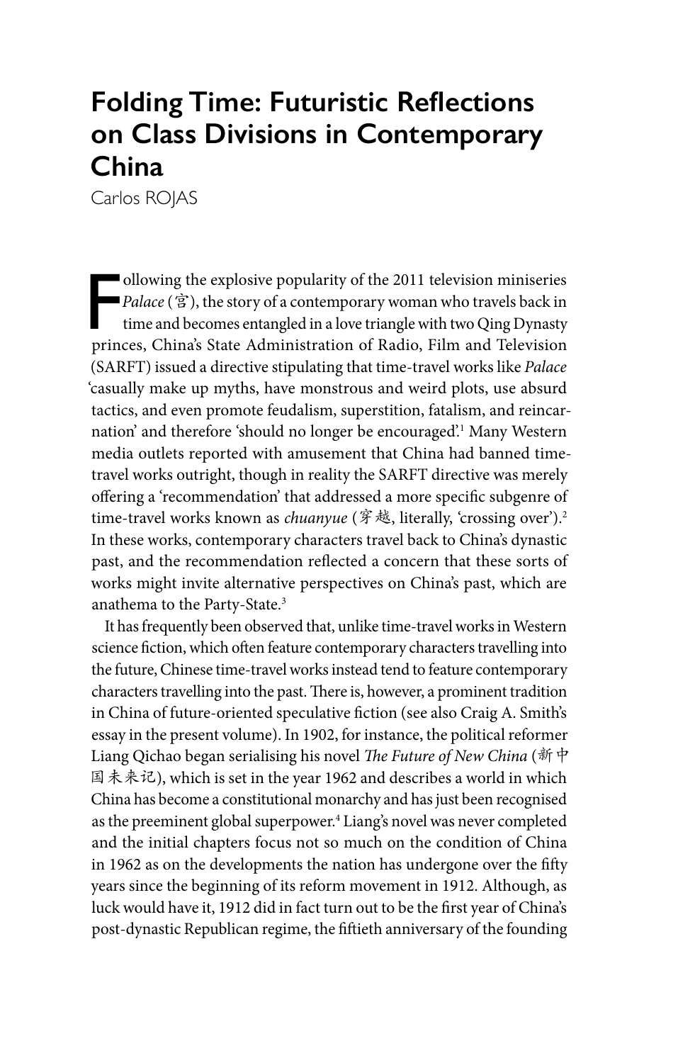# Folding Time: Futuristic Reflections on Class Divisions in Contemporary China

Carlos ROJAS

Following the explosive popularity of the 2011 television miniseries *Palace* (宫), the story of a contemporary woman who travels back in time and becomes entangled in a love triangle with two Qing Dynasty princes, China's State Administration of Radio, Film and Television (SARFT) issued a directive stipulating that time-travel works like *Palace* 'casually make up myths, have monstrous and weird plots, use absurd tactics, and even promote feudalism, superstition, fatalism, and reincarnation' and therefore 'should no longer be encouraged'.[1] Many Western media outlets reported with amusement that China had banned time-travel works outright, though in reality the SARFT directive was merely offering a 'recommendation' that addressed a more specific subgenre of time-travel works known as *chuanyue* (穿越, literally, 'crossing over').[2] In these works, contemporary characters travel back to China's dynastic past, and the recommendation reflected a concern that these sorts of works might invite alternative perspectives on China's past, which are anathema to the Party-State.[3]

It has frequently been observed that, unlike time-travel works in Western science fiction, which often feature contemporary characters travelling into the future, Chinese time-travel works instead tend to feature contemporary characters travelling into the past. There is, however, a prominent tradition in China of future-oriented speculative fiction (see also Craig A. Smith's essay in the present volume). In 1902, for instance, the political reformer Liang Qichao began serialising his novel *The Future of New China* (新中国未来记), which is set in the year 1962 and describes a world in which China has become a constitutional monarchy and has just been recognised as the preeminent global superpower.[4] Liang's novel was never completed and the initial chapters focus not so much on the condition of China in 1962 as on the developments the nation has undergone over the fifty years since the beginning of its reform movement in 1912. Although, as luck would have it, 1912 did in fact turn out to be the first year of China's post-dynastic Republican regime, the fiftieth anniversary of the founding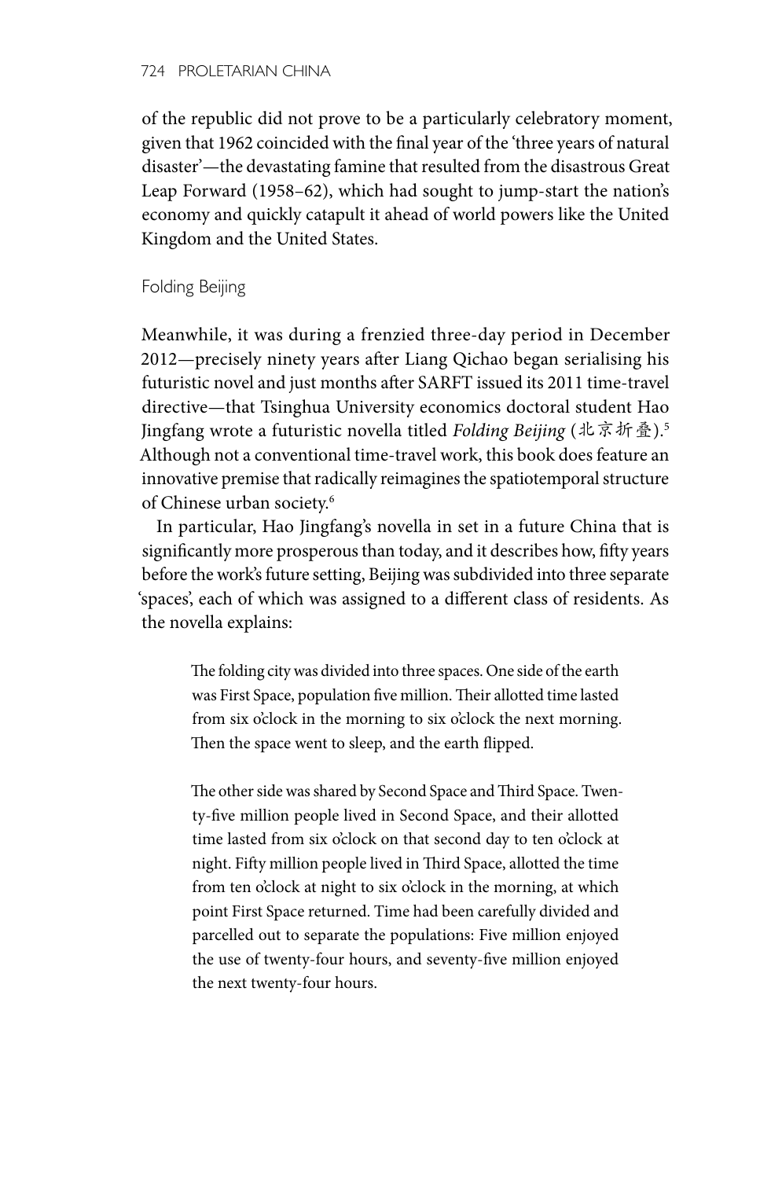of the republic did not prove to be a particularly celebratory moment, given that 1962 coincided with the final year of the 'three years of natural disaster'—the devastating famine that resulted from the disastrous Great Leap Forward (1958–62), which had sought to jump-start the nation's economy and quickly catapult it ahead of world powers like the United Kingdom and the United States.

## Folding Beijing

Meanwhile, it was during a frenzied three-day period in December 2012—precisely ninety years after Liang Qichao began serialising his futuristic novel and just months after SARFT issued its 2011 time-travel directive—that Tsinghua University economics doctoral student Hao Jingfang wrote a futuristic novella titled *Folding Beijing* (北京折叠).[5] Although not a conventional time-travel work, this book does feature an innovative premise that radically reimagines the spatiotemporal structure of Chinese urban society.[6]

In particular, Hao Jingfang's novella in set in a future China that is significantly more prosperous than today, and it describes how, fifty years before the work's future setting, Beijing was subdivided into three separate 'spaces', each of which was assigned to a different class of residents. As the novella explains:

> The folding city was divided into three spaces. One side of the earth was First Space, population five million. Their allotted time lasted from six o'clock in the morning to six o'clock the next morning. Then the space went to sleep, and the earth flipped.
>
> The other side was shared by Second Space and Third Space. Twenty-five million people lived in Second Space, and their allotted time lasted from six o'clock on that second day to ten o'clock at night. Fifty million people lived in Third Space, allotted the time from ten o'clock at night to six o'clock in the morning, at which point First Space returned. Time had been carefully divided and parcelled out to separate the populations: Five million enjoyed the use of twenty-four hours, and seventy-five million enjoyed the next twenty-four hours.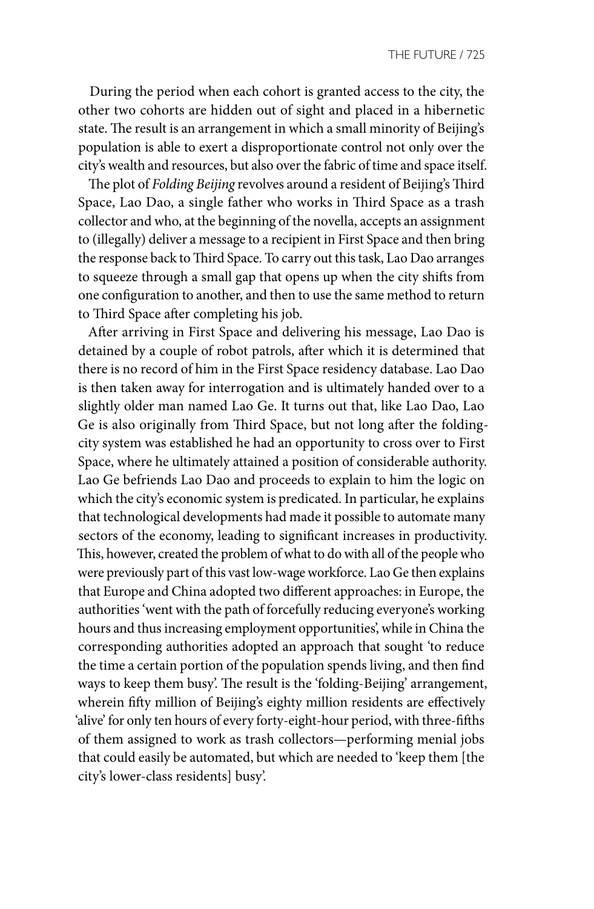During the period when each cohort is granted access to the city, the other two cohorts are hidden out of sight and placed in a hibernetic state. The result is an arrangement in which a small minority of Beijing's population is able to exert a disproportionate control not only over the city's wealth and resources, but also over the fabric of time and space itself.

The plot of *Folding Beijing* revolves around a resident of Beijing's Third Space, Lao Dao, a single father who works in Third Space as a trash collector and who, at the beginning of the novella, accepts an assignment to (illegally) deliver a message to a recipient in First Space and then bring the response back to Third Space. To carry out this task, Lao Dao arranges to squeeze through a small gap that opens up when the city shifts from one configuration to another, and then to use the same method to return to Third Space after completing his job.

After arriving in First Space and delivering his message, Lao Dao is detained by a couple of robot patrols, after which it is determined that there is no record of him in the First Space residency database. Lao Dao is then taken away for interrogation and is ultimately handed over to a slightly older man named Lao Ge. It turns out that, like Lao Dao, Lao Ge is also originally from Third Space, but not long after the folding-city system was established he had an opportunity to cross over to First Space, where he ultimately attained a position of considerable authority. Lao Ge befriends Lao Dao and proceeds to explain to him the logic on which the city's economic system is predicated. In particular, he explains that technological developments had made it possible to automate many sectors of the economy, leading to significant increases in productivity. This, however, created the problem of what to do with all of the people who were previously part of this vast low-wage workforce. Lao Ge then explains that Europe and China adopted two different approaches: in Europe, the authorities 'went with the path of forcefully reducing everyone's working hours and thus increasing employment opportunities', while in China the corresponding authorities adopted an approach that sought 'to reduce the time a certain portion of the population spends living, and then find ways to keep them busy'. The result is the 'folding-Beijing' arrangement, wherein fifty million of Beijing's eighty million residents are effectively 'alive' for only ten hours of every forty-eight-hour period, with three-fifths of them assigned to work as trash collectors—performing menial jobs that could easily be automated, but which are needed to 'keep them [the city's lower-class residents] busy'.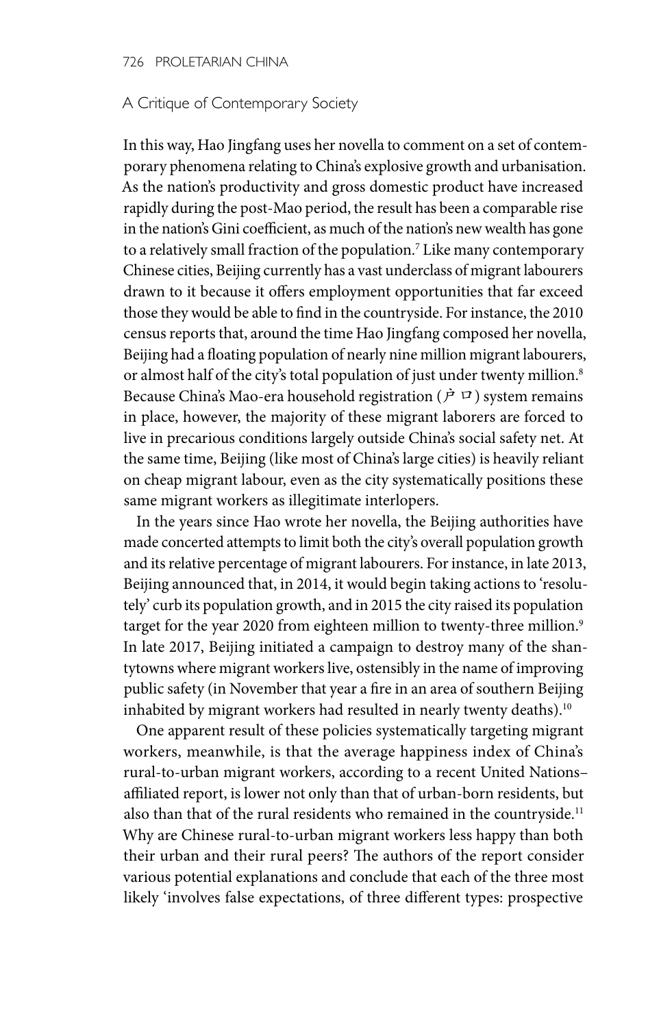## A Critique of Contemporary Society

In this way, Hao Jingfang uses her novella to comment on a set of contemporary phenomena relating to China's explosive growth and urbanisation. As the nation's productivity and gross domestic product have increased rapidly during the post-Mao period, the result has been a comparable rise in the nation's Gini coefficient, as much of the nation's new wealth has gone to a relatively small fraction of the population.[7] Like many contemporary Chinese cities, Beijing currently has a vast underclass of migrant labourers drawn to it because it offers employment opportunities that far exceed those they would be able to find in the countryside. For instance, the 2010 census reports that, around the time Hao Jingfang composed her novella, Beijing had a floating population of nearly nine million migrant labourers, or almost half of the city's total population of just under twenty million.[8] Because China's Mao-era household registration (户口) system remains in place, however, the majority of these migrant laborers are forced to live in precarious conditions largely outside China's social safety net. At the same time, Beijing (like most of China's large cities) is heavily reliant on cheap migrant labour, even as the city systematically positions these same migrant workers as illegitimate interlopers.

In the years since Hao wrote her novella, the Beijing authorities have made concerted attempts to limit both the city's overall population growth and its relative percentage of migrant labourers. For instance, in late 2013, Beijing announced that, in 2014, it would begin taking actions to 'resolutely' curb its population growth, and in 2015 the city raised its population target for the year 2020 from eighteen million to twenty-three million.[9] In late 2017, Beijing initiated a campaign to destroy many of the shantytowns where migrant workers live, ostensibly in the name of improving public safety (in November that year a fire in an area of southern Beijing inhabited by migrant workers had resulted in nearly twenty deaths).[10]

One apparent result of these policies systematically targeting migrant workers, meanwhile, is that the average happiness index of China's rural-to-urban migrant workers, according to a recent United Nations–affiliated report, is lower not only than that of urban-born residents, but also than that of the rural residents who remained in the countryside.[11] Why are Chinese rural-to-urban migrant workers less happy than both their urban and their rural peers? The authors of the report consider various potential explanations and conclude that each of the three most likely 'involves false expectations, of three different types: prospective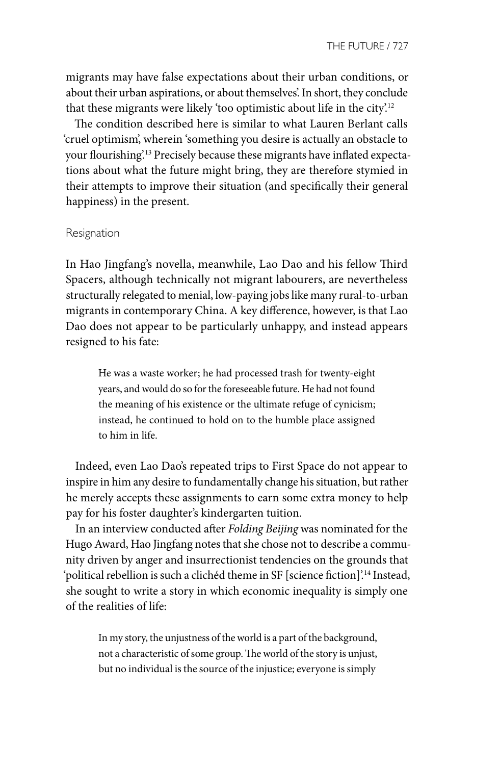migrants may have false expectations about their urban conditions, or about their urban aspirations, or about themselves'. In short, they conclude that these migrants were likely 'too optimistic about life in the city'.[12]

The condition described here is similar to what Lauren Berlant calls 'cruel optimism', wherein 'something you desire is actually an obstacle to your flourishing'.[13] Precisely because these migrants have inflated expectations about what the future might bring, they are therefore stymied in their attempts to improve their situation (and specifically their general happiness) in the present.

### Resignation

In Hao Jingfang's novella, meanwhile, Lao Dao and his fellow Third Spacers, although technically not migrant labourers, are nevertheless structurally relegated to menial, low-paying jobs like many rural-to-urban migrants in contemporary China. A key difference, however, is that Lao Dao does not appear to be particularly unhappy, and instead appears resigned to his fate:

> He was a waste worker; he had processed trash for twenty-eight years, and would do so for the foreseeable future. He had not found the meaning of his existence or the ultimate refuge of cynicism; instead, he continued to hold on to the humble place assigned to him in life.

Indeed, even Lao Dao's repeated trips to First Space do not appear to inspire in him any desire to fundamentally change his situation, but rather he merely accepts these assignments to earn some extra money to help pay for his foster daughter's kindergarten tuition.

In an interview conducted after *Folding Beijing* was nominated for the Hugo Award, Hao Jingfang notes that she chose not to describe a community driven by anger and insurrectionist tendencies on the grounds that 'political rebellion is such a clichéd theme in SF [science fiction]'.[14] Instead, she sought to write a story in which economic inequality is simply one of the realities of life:

> In my story, the unjustness of the world is a part of the background, not a characteristic of some group. The world of the story is unjust, but no individual is the source of the injustice; everyone is simply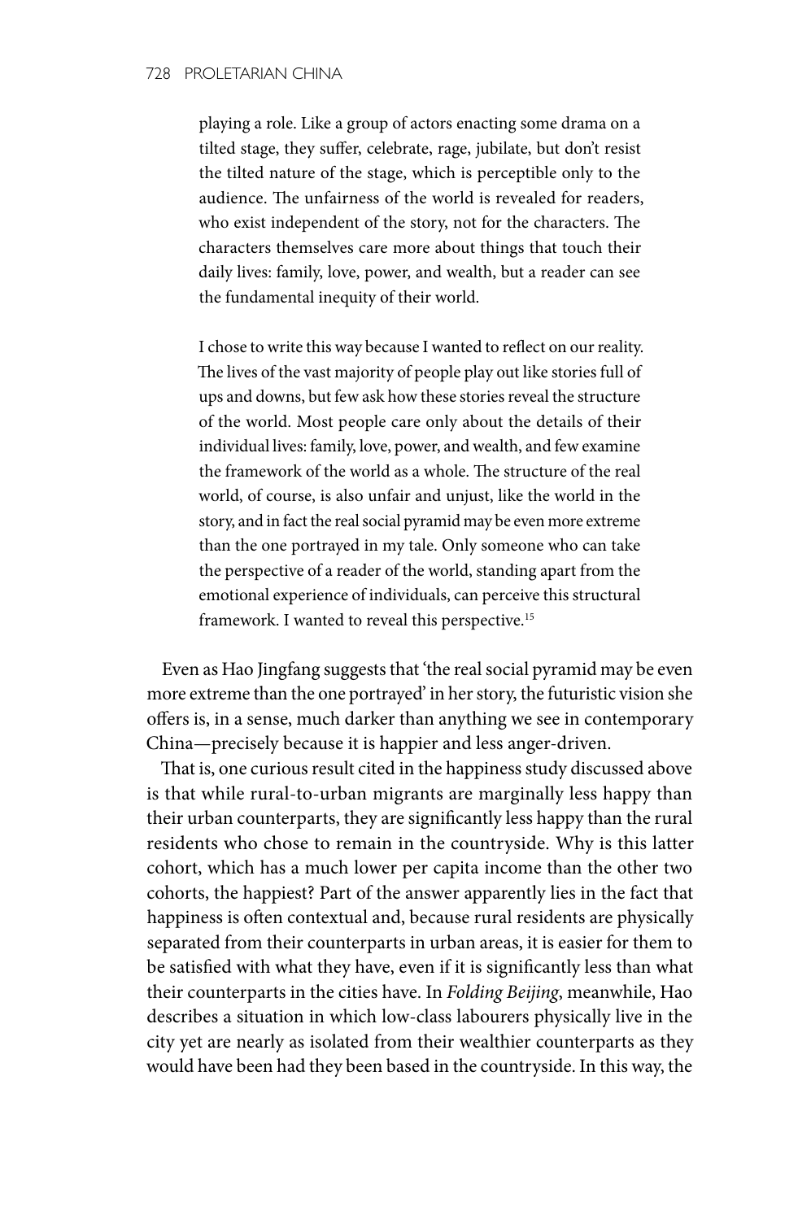> playing a role. Like a group of actors enacting some drama on a tilted stage, they suffer, celebrate, rage, jubilate, but don't resist the tilted nature of the stage, which is perceptible only to the audience. The unfairness of the world is revealed for readers, who exist independent of the story, not for the characters. The characters themselves care more about things that touch their daily lives: family, love, power, and wealth, but a reader can see the fundamental inequity of their world.
>
> I chose to write this way because I wanted to reflect on our reality. The lives of the vast majority of people play out like stories full of ups and downs, but few ask how these stories reveal the structure of the world. Most people care only about the details of their individual lives: family, love, power, and wealth, and few examine the framework of the world as a whole. The structure of the real world, of course, is also unfair and unjust, like the world in the story, and in fact the real social pyramid may be even more extreme than the one portrayed in my tale. Only someone who can take the perspective of a reader of the world, standing apart from the emotional experience of individuals, can perceive this structural framework. I wanted to reveal this perspective.[15]

Even as Hao Jingfang suggests that 'the real social pyramid may be even more extreme than the one portrayed' in her story, the futuristic vision she offers is, in a sense, much darker than anything we see in contemporary China—precisely because it is happier and less anger-driven.

That is, one curious result cited in the happiness study discussed above is that while rural-to-urban migrants are marginally less happy than their urban counterparts, they are significantly less happy than the rural residents who chose to remain in the countryside. Why is this latter cohort, which has a much lower per capita income than the other two cohorts, the happiest? Part of the answer apparently lies in the fact that happiness is often contextual and, because rural residents are physically separated from their counterparts in urban areas, it is easier for them to be satisfied with what they have, even if it is significantly less than what their counterparts in the cities have. In *Folding Beijing*, meanwhile, Hao describes a situation in which low-class labourers physically live in the city yet are nearly as isolated from their wealthier counterparts as they would have been had they been based in the countryside. In this way, the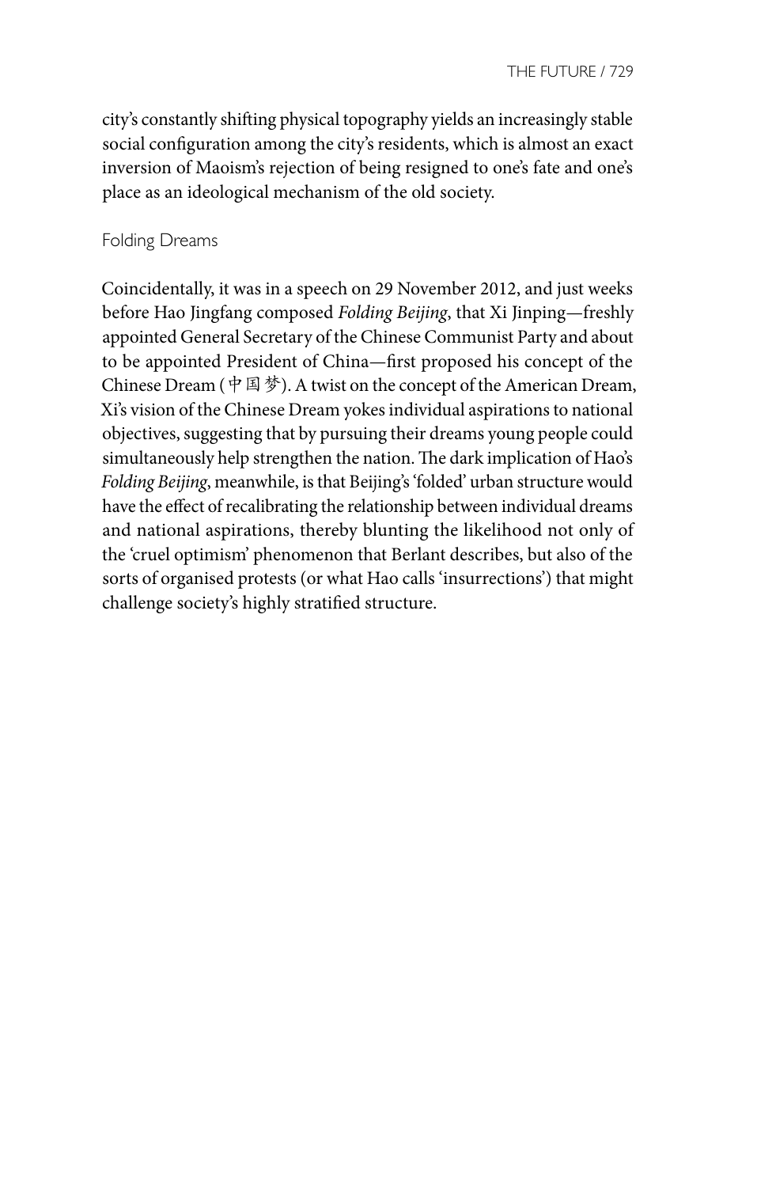city's constantly shifting physical topography yields an increasingly stable social configuration among the city's residents, which is almost an exact inversion of Maoism's rejection of being resigned to one's fate and one's place as an ideological mechanism of the old society.

## Folding Dreams

Coincidentally, it was in a speech on 29 November 2012, and just weeks before Hao Jingfang composed *Folding Beijing*, that Xi Jinping—freshly appointed General Secretary of the Chinese Communist Party and about to be appointed President of China—first proposed his concept of the Chinese Dream (中国梦). A twist on the concept of the American Dream, Xi's vision of the Chinese Dream yokes individual aspirations to national objectives, suggesting that by pursuing their dreams young people could simultaneously help strengthen the nation. The dark implication of Hao's *Folding Beijing*, meanwhile, is that Beijing's 'folded' urban structure would have the effect of recalibrating the relationship between individual dreams and national aspirations, thereby blunting the likelihood not only of the 'cruel optimism' phenomenon that Berlant describes, but also of the sorts of organised protests (or what Hao calls 'insurrections') that might challenge society's highly stratified structure.